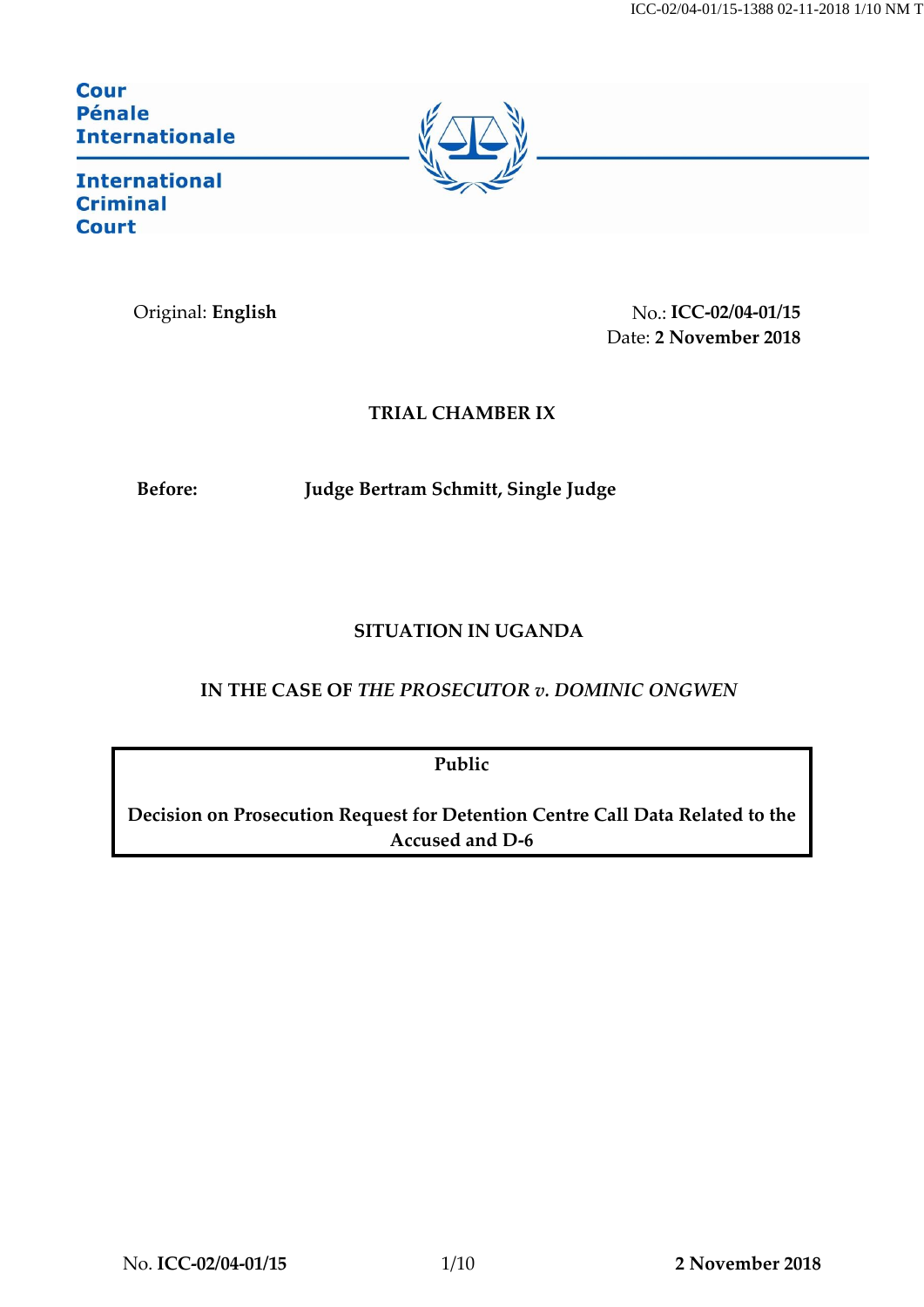Cour
Pénale
Internationale

International
Criminal
Court

Original: **English**

No.: **ICC-02/04-01/15**
Date: **2 November 2018**

**TRIAL CHAMBER IX**

**Before:** **Judge Bertram Schmitt, Single Judge**

**SITUATION IN UGANDA**

**IN THE CASE OF *THE PROSECUTOR v. DOMINIC ONGWEN***

**Public**

**Decision on Prosecution Request for Detention Centre Call Data Related to the Accused and D-6**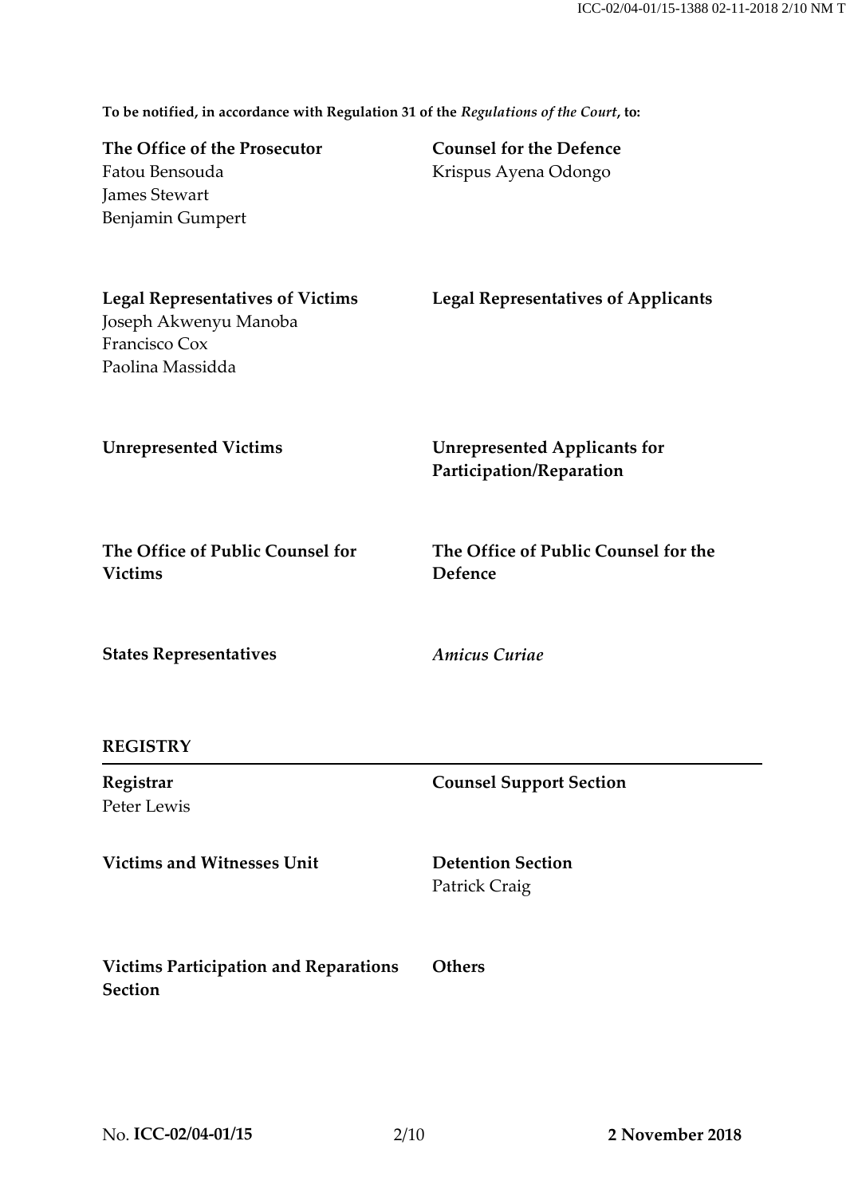**To be notified, in accordance with Regulation 31 of the *Regulations of the Court*, to:**

**The Office of the Prosecutor**
Fatou Bensouda
James Stewart
Benjamin Gumpert

**Counsel for the Defence**
Krispus Ayena Odongo

**Legal Representatives of Victims**
Joseph Akwenyu Manoba
Francisco Cox
Paolina Massidda

**Legal Representatives of Applicants**

**Unrepresented Victims**

**Unrepresented Applicants for Participation/Reparation**

**The Office of Public Counsel for Victims**

**The Office of Public Counsel for the Defence**

**States Representatives**

***Amicus Curiae***

**REGISTRY**

---

**Registrar**
Peter Lewis

**Counsel Support Section**

**Victims and Witnesses Unit**

**Detention Section**
Patrick Craig

**Victims Participation and Reparations Section**

**Others**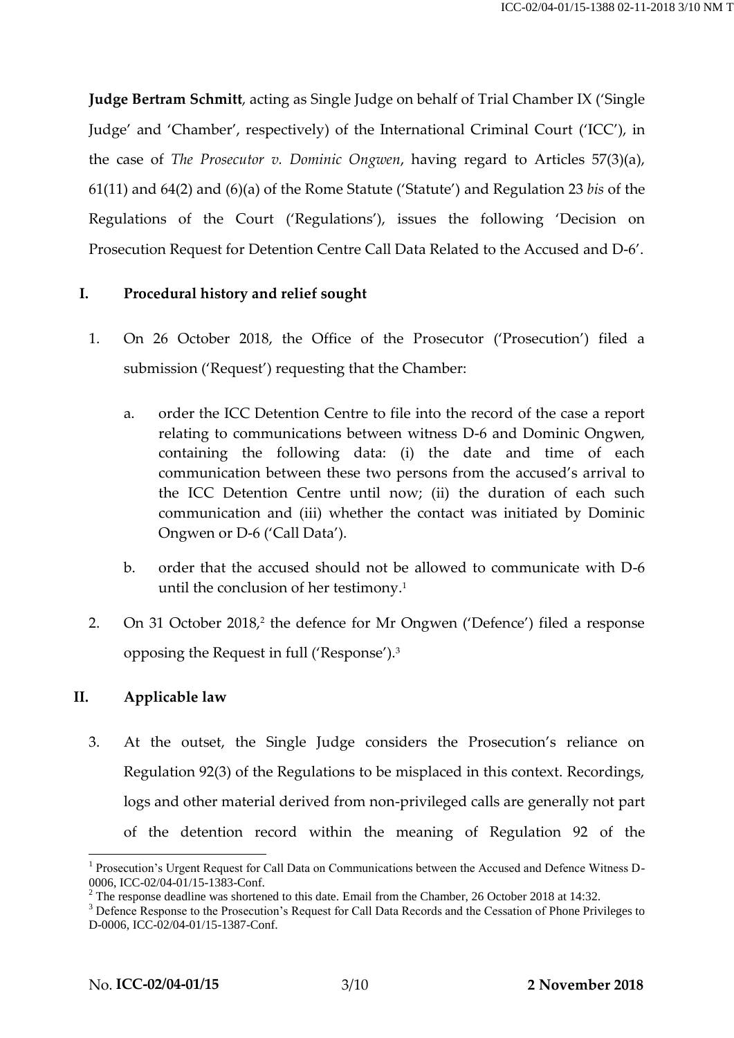**Judge Bertram Schmitt**, acting as Single Judge on behalf of Trial Chamber IX ('Single Judge' and 'Chamber', respectively) of the International Criminal Court ('ICC'), in the case of *The Prosecutor v. Dominic Ongwen*, having regard to Articles 57(3)(a), 61(11) and 64(2) and (6)(a) of the Rome Statute ('Statute') and Regulation 23 *bis* of the Regulations of the Court ('Regulations'), issues the following 'Decision on Prosecution Request for Detention Centre Call Data Related to the Accused and D-6'.

## I. Procedural history and relief sought

1. On 26 October 2018, the Office of the Prosecutor ('Prosecution') filed a submission ('Request') requesting that the Chamber:

   a. order the ICC Detention Centre to file into the record of the case a report relating to communications between witness D-6 and Dominic Ongwen, containing the following data: (i) the date and time of each communication between these two persons from the accused's arrival to the ICC Detention Centre until now; (ii) the duration of each such communication and (iii) whether the contact was initiated by Dominic Ongwen or D-6 ('Call Data').

   b. order that the accused should not be allowed to communicate with D-6 until the conclusion of her testimony.[1]

2. On 31 October 2018,[2] the defence for Mr Ongwen ('Defence') filed a response opposing the Request in full ('Response').[3]

## II. Applicable law

3. At the outset, the Single Judge considers the Prosecution's reliance on Regulation 92(3) of the Regulations to be misplaced in this context. Recordings, logs and other material derived from non-privileged calls are generally not part of the detention record within the meaning of Regulation 92 of the

---

[1] Prosecution's Urgent Request for Call Data on Communications between the Accused and Defence Witness D-0006, ICC-02/04-01/15-1383-Conf.

[2] The response deadline was shortened to this date. Email from the Chamber, 26 October 2018 at 14:32.

[3] Defence Response to the Prosecution's Request for Call Data Records and the Cessation of Phone Privileges to D-0006, ICC-02/04-01/15-1387-Conf.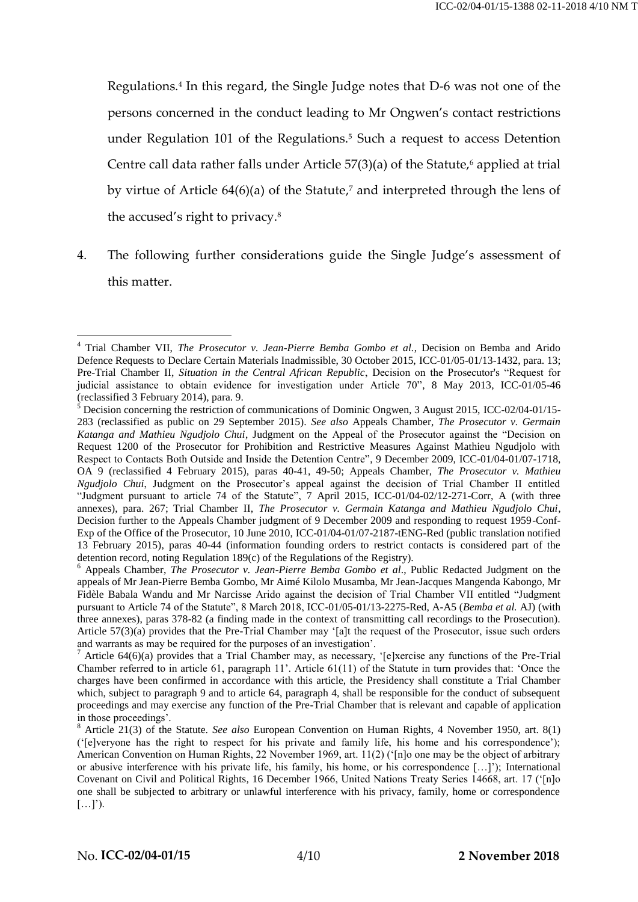Regulations.[4] In this regard, the Single Judge notes that D-6 was not one of the persons concerned in the conduct leading to Mr Ongwen's contact restrictions under Regulation 101 of the Regulations.[5] Such a request to access Detention Centre call data rather falls under Article 57(3)(a) of the Statute,[6] applied at trial by virtue of Article 64(6)(a) of the Statute,[7] and interpreted through the lens of the accused's right to privacy.[8]

4. The following further considerations guide the Single Judge's assessment of this matter.

---

[4] Trial Chamber VII, *The Prosecutor v. Jean-Pierre Bemba Gombo et al.*, Decision on Bemba and Arido Defence Requests to Declare Certain Materials Inadmissible, 30 October 2015, ICC-01/05-01/13-1432, para. 13; Pre-Trial Chamber II, *Situation in the Central African Republic*, Decision on the Prosecutor's "Request for judicial assistance to obtain evidence for investigation under Article 70", 8 May 2013, ICC-01/05-46 (reclassified 3 February 2014), para. 9.

[5] Decision concerning the restriction of communications of Dominic Ongwen, 3 August 2015, ICC-02/04-01/15-283 (reclassified as public on 29 September 2015). *See also* Appeals Chamber, *The Prosecutor v. Germain Katanga and Mathieu Ngudjolo Chui*, Judgment on the Appeal of the Prosecutor against the "Decision on Request 1200 of the Prosecutor for Prohibition and Restrictive Measures Against Mathieu Ngudjolo with Respect to Contacts Both Outside and Inside the Detention Centre", 9 December 2009, ICC-01/04-01/07-1718, OA 9 (reclassified 4 February 2015), paras 40-41, 49-50; Appeals Chamber, *The Prosecutor v. Mathieu Ngudjolo Chui*, Judgment on the Prosecutor's appeal against the decision of Trial Chamber II entitled "Judgment pursuant to article 74 of the Statute", 7 April 2015, ICC-01/04-02/12-271-Corr, A (with three annexes), para. 267; Trial Chamber II, *The Prosecutor v. Germain Katanga and Mathieu Ngudjolo Chui*, Decision further to the Appeals Chamber judgment of 9 December 2009 and responding to request 1959-Conf-Exp of the Office of the Prosecutor, 10 June 2010, ICC-01/04-01/07-2187-tENG-Red (public translation notified 13 February 2015), paras 40-44 (information founding orders to restrict contacts is considered part of the detention record, noting Regulation 189(c) of the Regulations of the Registry).

[6] Appeals Chamber, *The Prosecutor v. Jean-Pierre Bemba Gombo et al*., Public Redacted Judgment on the appeals of Mr Jean-Pierre Bemba Gombo, Mr Aimé Kilolo Musamba, Mr Jean-Jacques Mangenda Kabongo, Mr Fidèle Babala Wandu and Mr Narcisse Arido against the decision of Trial Chamber VII entitled "Judgment pursuant to Article 74 of the Statute", 8 March 2018, ICC-01/05-01/13-2275-Red, A-A5 (*Bemba et al.* AJ) (with three annexes), paras 378-82 (a finding made in the context of transmitting call recordings to the Prosecution). Article 57(3)(a) provides that the Pre-Trial Chamber may '[a]t the request of the Prosecutor, issue such orders and warrants as may be required for the purposes of an investigation'.

[7] Article 64(6)(a) provides that a Trial Chamber may, as necessary, '[e]xercise any functions of the Pre-Trial Chamber referred to in article 61, paragraph 11'. Article 61(11) of the Statute in turn provides that: 'Once the charges have been confirmed in accordance with this article, the Presidency shall constitute a Trial Chamber which, subject to paragraph 9 and to article 64, paragraph 4, shall be responsible for the conduct of subsequent proceedings and may exercise any function of the Pre-Trial Chamber that is relevant and capable of application in those proceedings'.

[8] Article 21(3) of the Statute. *See also* European Convention on Human Rights, 4 November 1950, art. 8(1) ('[e]veryone has the right to respect for his private and family life, his home and his correspondence'); American Convention on Human Rights, 22 November 1969, art. 11(2) ('[n]o one may be the object of arbitrary or abusive interference with his private life, his family, his home, or his correspondence […]'); International Covenant on Civil and Political Rights, 16 December 1966, United Nations Treaty Series 14668, art. 17 ('[n]o one shall be subjected to arbitrary or unlawful interference with his privacy, family, home or correspondence […]').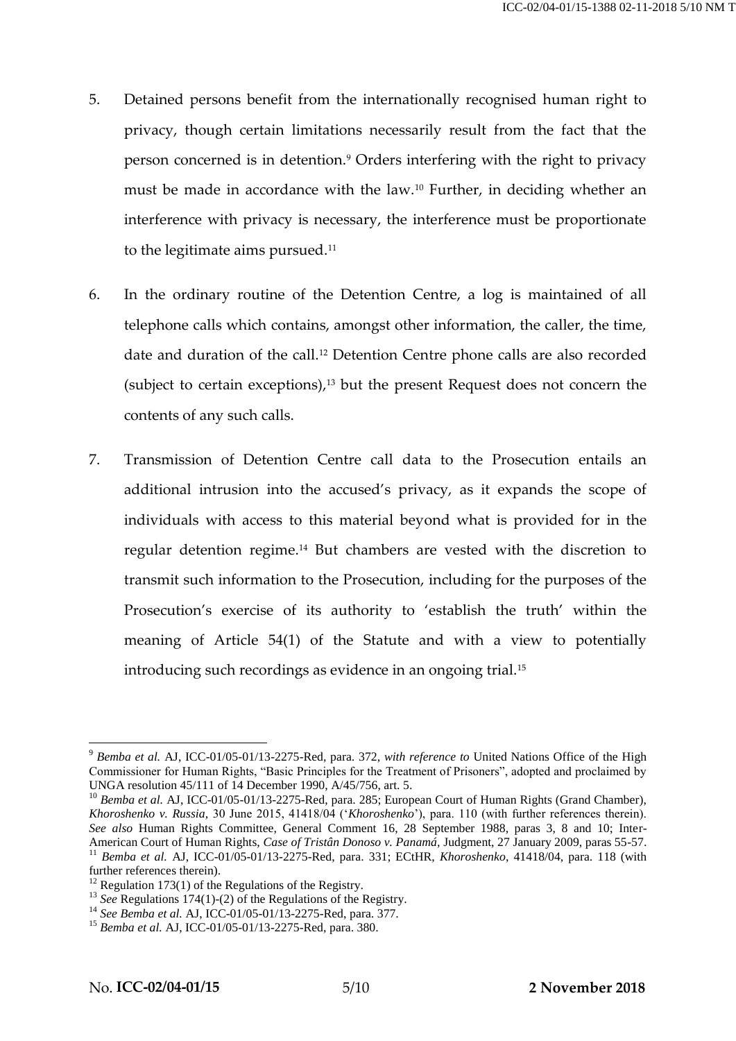5. Detained persons benefit from the internationally recognised human right to privacy, though certain limitations necessarily result from the fact that the person concerned is in detention.[9] Orders interfering with the right to privacy must be made in accordance with the law.[10] Further, in deciding whether an interference with privacy is necessary, the interference must be proportionate to the legitimate aims pursued.[11]

6. In the ordinary routine of the Detention Centre, a log is maintained of all telephone calls which contains, amongst other information, the caller, the time, date and duration of the call.[12] Detention Centre phone calls are also recorded (subject to certain exceptions),[13] but the present Request does not concern the contents of any such calls.

7. Transmission of Detention Centre call data to the Prosecution entails an additional intrusion into the accused's privacy, as it expands the scope of individuals with access to this material beyond what is provided for in the regular detention regime.[14] But chambers are vested with the discretion to transmit such information to the Prosecution, including for the purposes of the Prosecution's exercise of its authority to 'establish the truth' within the meaning of Article 54(1) of the Statute and with a view to potentially introducing such recordings as evidence in an ongoing trial.[15]

---

[9] *Bemba et al.* AJ, ICC-01/05-01/13-2275-Red, para. 372, *with reference to* United Nations Office of the High Commissioner for Human Rights, "Basic Principles for the Treatment of Prisoners", adopted and proclaimed by UNGA resolution 45/111 of 14 December 1990, A/45/756, art. 5.

[10] *Bemba et al.* AJ, ICC-01/05-01/13-2275-Red, para. 285; European Court of Human Rights (Grand Chamber), *Khoroshenko v. Russia,* 30 June 2015, 41418/04 ('*Khoroshenko*'), para. 110 (with further references therein). *See also* Human Rights Committee, General Comment 16, 28 September 1988, paras 3, 8 and 10; Inter-American Court of Human Rights, *Case of Tristán Donoso v. Panamá*, Judgment, 27 January 2009, paras 55-57.

[11] *Bemba et al.* AJ, ICC-01/05-01/13-2275-Red, para. 331; ECtHR, *Khoroshenko*, 41418/04, para. 118 (with further references therein).

[12] Regulation 173(1) of the Regulations of the Registry.

[13] *See* Regulations 174(1)-(2) of the Regulations of the Registry.

[14] *See Bemba et al.* AJ, ICC-01/05-01/13-2275-Red, para. 377.

[15] *Bemba et al.* AJ, ICC-01/05-01/13-2275-Red, para. 380.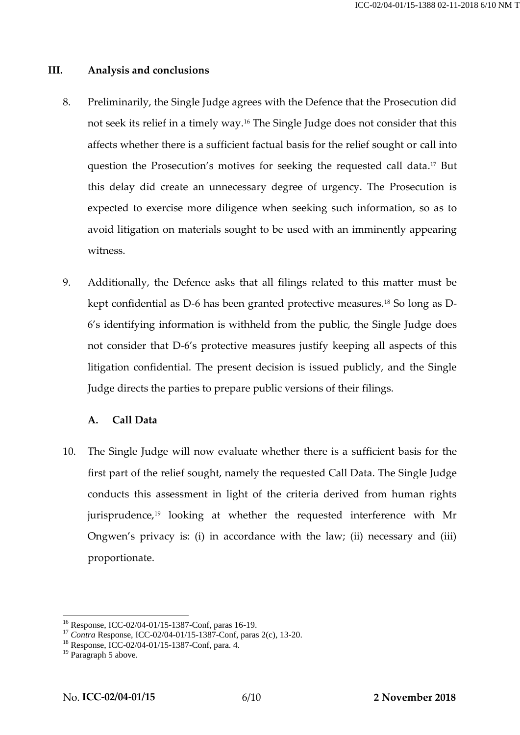## III. Analysis and conclusions

8. Preliminarily, the Single Judge agrees with the Defence that the Prosecution did not seek its relief in a timely way.[16] The Single Judge does not consider that this affects whether there is a sufficient factual basis for the relief sought or call into question the Prosecution's motives for seeking the requested call data.[17] But this delay did create an unnecessary degree of urgency. The Prosecution is expected to exercise more diligence when seeking such information, so as to avoid litigation on materials sought to be used with an imminently appearing witness.

9. Additionally, the Defence asks that all filings related to this matter must be kept confidential as D-6 has been granted protective measures.[18] So long as D-6's identifying information is withheld from the public, the Single Judge does not consider that D-6's protective measures justify keeping all aspects of this litigation confidential. The present decision is issued publicly, and the Single Judge directs the parties to prepare public versions of their filings.

### A. Call Data

10. The Single Judge will now evaluate whether there is a sufficient basis for the first part of the relief sought, namely the requested Call Data. The Single Judge conducts this assessment in light of the criteria derived from human rights jurisprudence,[19] looking at whether the requested interference with Mr Ongwen's privacy is: (i) in accordance with the law; (ii) necessary and (iii) proportionate.

---

[16] Response, ICC-02/04-01/15-1387-Conf, paras 16-19.

[17] *Contra* Response, ICC-02/04-01/15-1387-Conf, paras 2(c), 13-20.

[18] Response, ICC-02/04-01/15-1387-Conf, para. 4.

[19] Paragraph 5 above.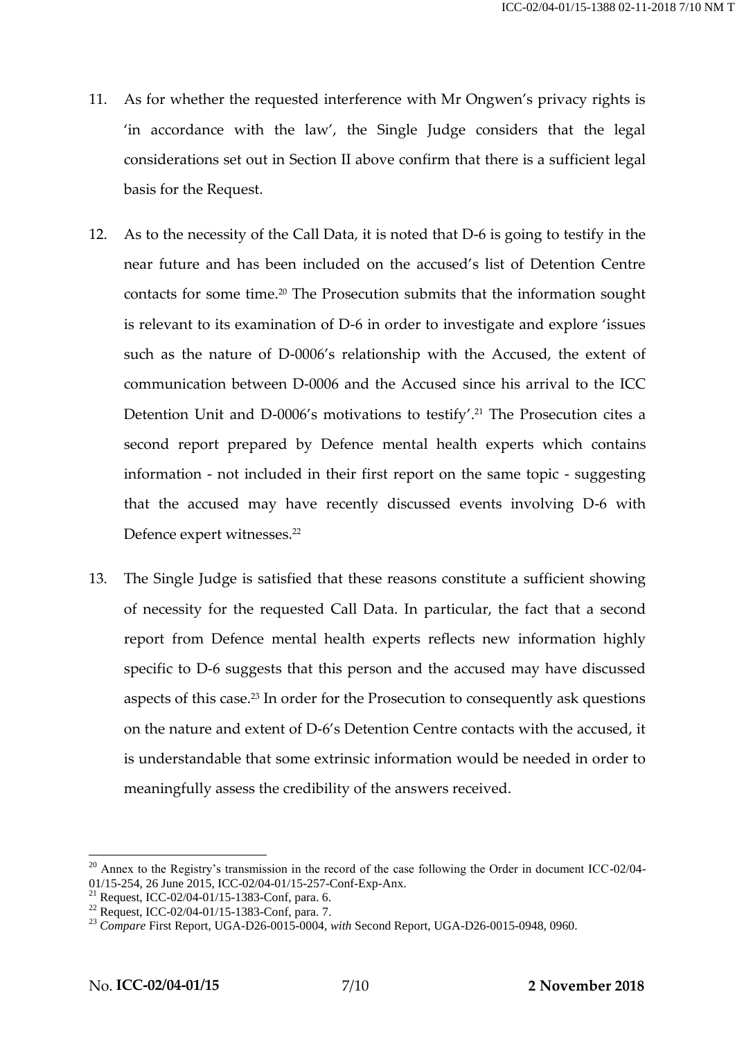11. As for whether the requested interference with Mr Ongwen's privacy rights is 'in accordance with the law', the Single Judge considers that the legal considerations set out in Section II above confirm that there is a sufficient legal basis for the Request.

12. As to the necessity of the Call Data, it is noted that D-6 is going to testify in the near future and has been included on the accused's list of Detention Centre contacts for some time.[20] The Prosecution submits that the information sought is relevant to its examination of D-6 in order to investigate and explore 'issues such as the nature of D-0006's relationship with the Accused, the extent of communication between D-0006 and the Accused since his arrival to the ICC Detention Unit and D-0006's motivations to testify'.[21] The Prosecution cites a second report prepared by Defence mental health experts which contains information - not included in their first report on the same topic - suggesting that the accused may have recently discussed events involving D-6 with Defence expert witnesses.[22]

13. The Single Judge is satisfied that these reasons constitute a sufficient showing of necessity for the requested Call Data. In particular, the fact that a second report from Defence mental health experts reflects new information highly specific to D-6 suggests that this person and the accused may have discussed aspects of this case.[23] In order for the Prosecution to consequently ask questions on the nature and extent of D-6's Detention Centre contacts with the accused, it is understandable that some extrinsic information would be needed in order to meaningfully assess the credibility of the answers received.

---

[20] Annex to the Registry's transmission in the record of the case following the Order in document ICC-02/04-01/15-254, 26 June 2015, ICC-02/04-01/15-257-Conf-Exp-Anx.

[21] Request, ICC-02/04-01/15-1383-Conf, para. 6.

[22] Request, ICC-02/04-01/15-1383-Conf, para. 7.

[23] *Compare* First Report, UGA-D26-0015-0004, *with* Second Report, UGA-D26-0015-0948, 0960.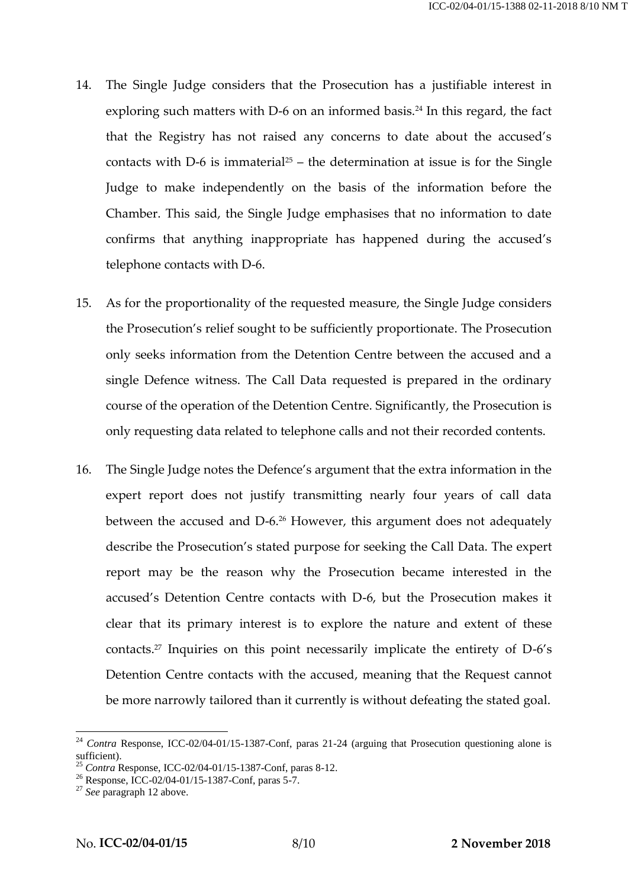14. The Single Judge considers that the Prosecution has a justifiable interest in exploring such matters with D-6 on an informed basis.[24] In this regard, the fact that the Registry has not raised any concerns to date about the accused's contacts with D-6 is immaterial[25] – the determination at issue is for the Single Judge to make independently on the basis of the information before the Chamber. This said, the Single Judge emphasises that no information to date confirms that anything inappropriate has happened during the accused's telephone contacts with D-6.

15. As for the proportionality of the requested measure, the Single Judge considers the Prosecution's relief sought to be sufficiently proportionate. The Prosecution only seeks information from the Detention Centre between the accused and a single Defence witness. The Call Data requested is prepared in the ordinary course of the operation of the Detention Centre. Significantly, the Prosecution is only requesting data related to telephone calls and not their recorded contents.

16. The Single Judge notes the Defence's argument that the extra information in the expert report does not justify transmitting nearly four years of call data between the accused and D-6.[26] However, this argument does not adequately describe the Prosecution's stated purpose for seeking the Call Data. The expert report may be the reason why the Prosecution became interested in the accused's Detention Centre contacts with D-6, but the Prosecution makes it clear that its primary interest is to explore the nature and extent of these contacts.[27] Inquiries on this point necessarily implicate the entirety of D-6's Detention Centre contacts with the accused, meaning that the Request cannot be more narrowly tailored than it currently is without defeating the stated goal.

---

[24] *Contra* Response, ICC-02/04-01/15-1387-Conf, paras 21-24 (arguing that Prosecution questioning alone is sufficient).

[25] *Contra* Response, ICC-02/04-01/15-1387-Conf, paras 8-12.

[26] Response, ICC-02/04-01/15-1387-Conf, paras 5-7.

[27] *See* paragraph 12 above.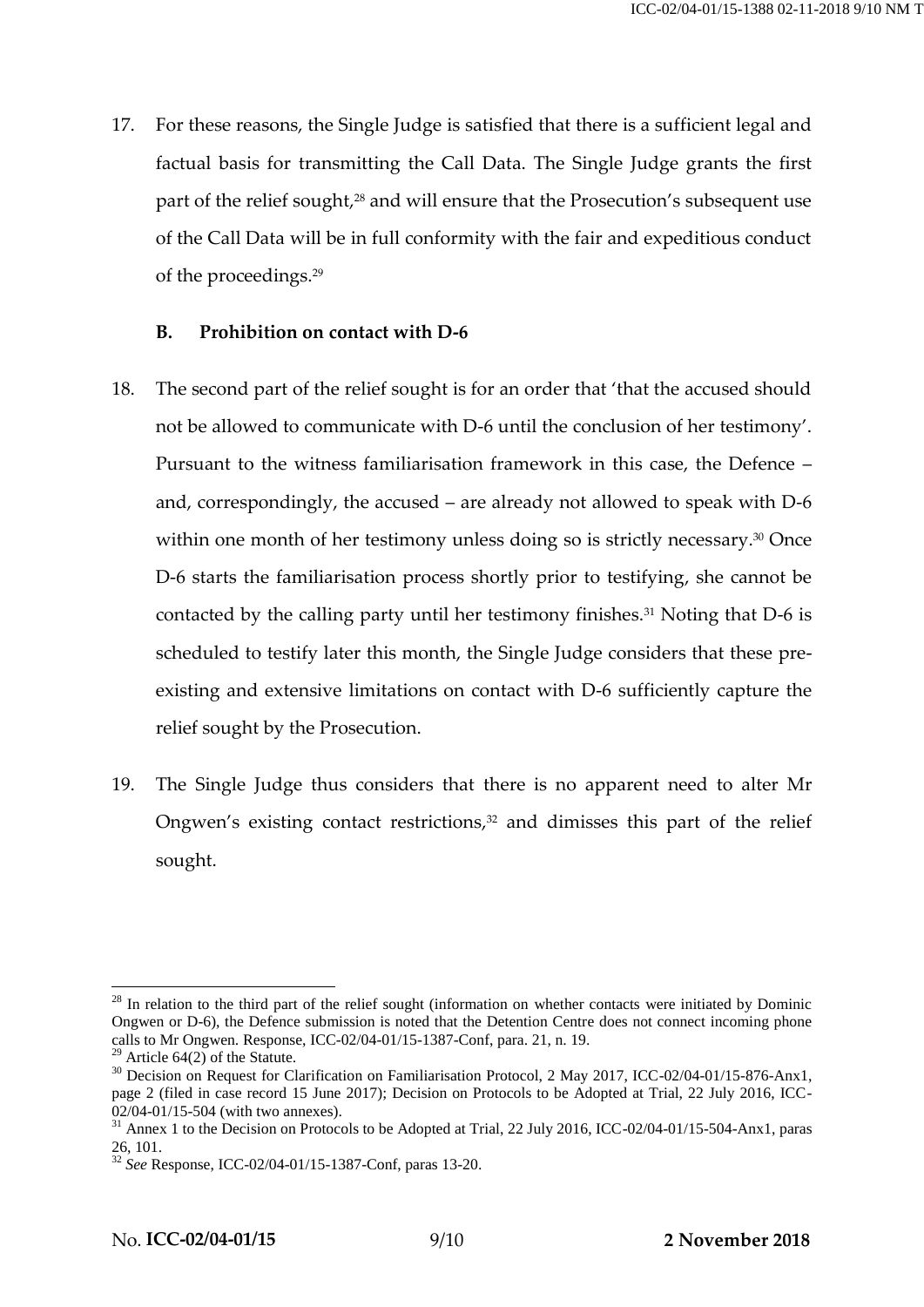17. For these reasons, the Single Judge is satisfied that there is a sufficient legal and factual basis for transmitting the Call Data. The Single Judge grants the first part of the relief sought,[28] and will ensure that the Prosecution's subsequent use of the Call Data will be in full conformity with the fair and expeditious conduct of the proceedings.[29]

### B. Prohibition on contact with D-6

18. The second part of the relief sought is for an order that 'that the accused should not be allowed to communicate with D-6 until the conclusion of her testimony'. Pursuant to the witness familiarisation framework in this case, the Defence – and, correspondingly, the accused – are already not allowed to speak with D-6 within one month of her testimony unless doing so is strictly necessary.[30] Once D-6 starts the familiarisation process shortly prior to testifying, she cannot be contacted by the calling party until her testimony finishes.[31] Noting that D-6 is scheduled to testify later this month, the Single Judge considers that these pre-existing and extensive limitations on contact with D-6 sufficiently capture the relief sought by the Prosecution.

19. The Single Judge thus considers that there is no apparent need to alter Mr Ongwen's existing contact restrictions,[32] and dimisses this part of the relief sought.

---

[28] In relation to the third part of the relief sought (information on whether contacts were initiated by Dominic Ongwen or D-6), the Defence submission is noted that the Detention Centre does not connect incoming phone calls to Mr Ongwen. Response, ICC-02/04-01/15-1387-Conf, para. 21, n. 19.

[29] Article 64(2) of the Statute.

[30] Decision on Request for Clarification on Familiarisation Protocol, 2 May 2017, ICC-02/04-01/15-876-Anx1, page 2 (filed in case record 15 June 2017); Decision on Protocols to be Adopted at Trial, 22 July 2016, ICC-02/04-01/15-504 (with two annexes).

[31] Annex 1 to the Decision on Protocols to be Adopted at Trial, 22 July 2016, ICC-02/04-01/15-504-Anx1, paras 26, 101.

[32] *See* Response, ICC-02/04-01/15-1387-Conf, paras 13-20.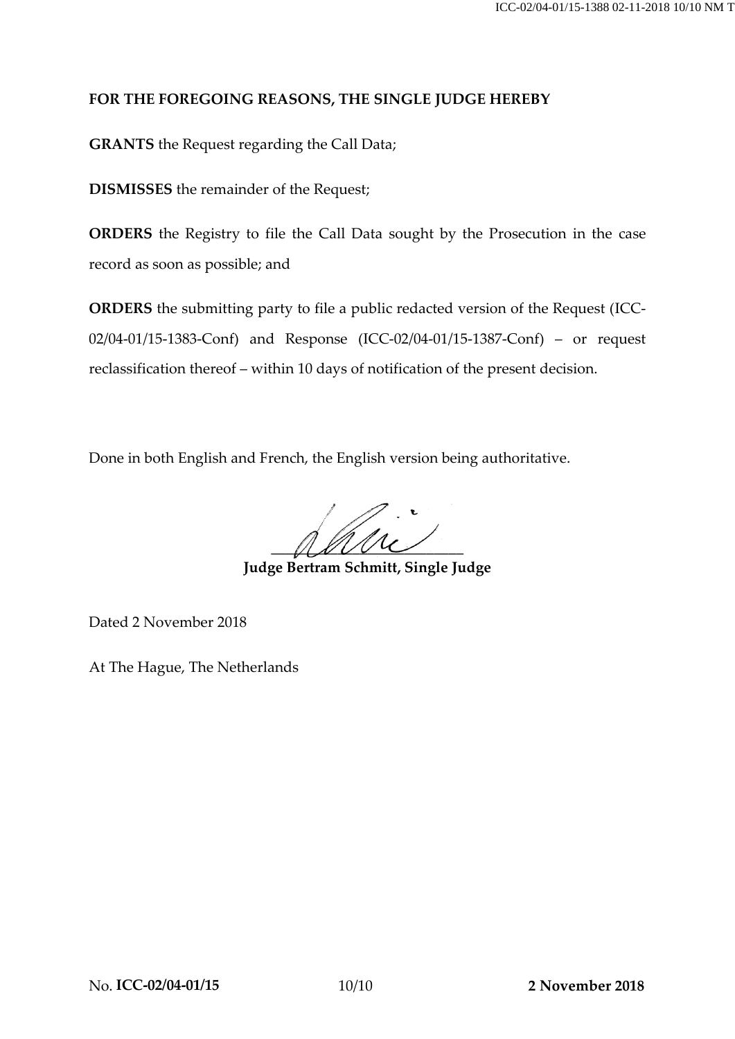**FOR THE FOREGOING REASONS, THE SINGLE JUDGE HEREBY**

**GRANTS** the Request regarding the Call Data;

**DISMISSES** the remainder of the Request;

**ORDERS** the Registry to file the Call Data sought by the Prosecution in the case record as soon as possible; and

**ORDERS** the submitting party to file a public redacted version of the Request (ICC-02/04-01/15-1383-Conf) and Response (ICC-02/04-01/15-1387-Conf) – or request reclassification thereof – within 10 days of notification of the present decision.

Done in both English and French, the English version being authoritative.

**Judge Bertram Schmitt, Single Judge**

Dated 2 November 2018

At The Hague, The Netherlands